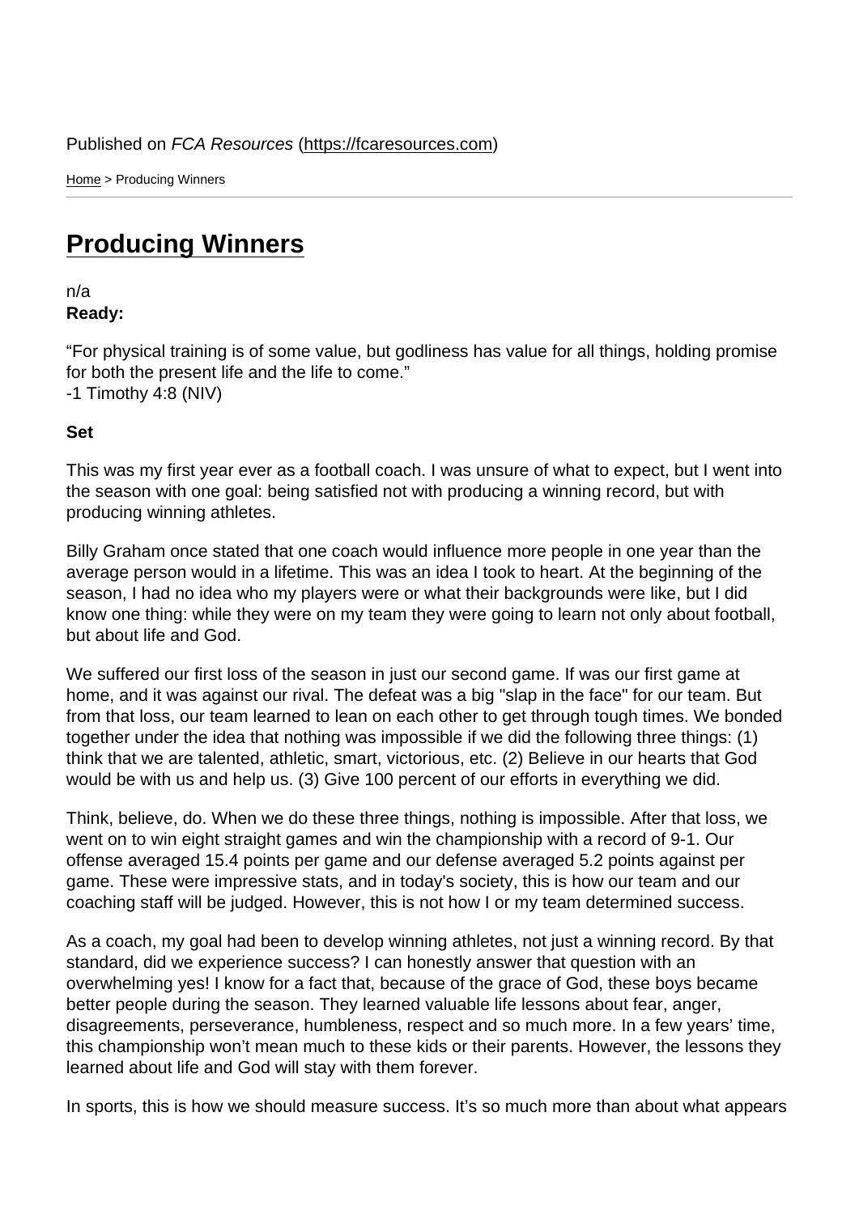Published on *FCA Resources* (https://fcaresources.com)

Home > Producing Winners

# Producing Winners

n/a

**Ready:**

“For physical training is of some value, but godliness has value for all things, holding promise for both the present life and the life to come.”
-1 Timothy 4:8 (NIV)

**Set**

This was my first year ever as a football coach. I was unsure of what to expect, but I went into the season with one goal: being satisfied not with producing a winning record, but with producing winning athletes.

Billy Graham once stated that one coach would influence more people in one year than the average person would in a lifetime. This was an idea I took to heart. At the beginning of the season, I had no idea who my players were or what their backgrounds were like, but I did know one thing: while they were on my team they were going to learn not only about football, but about life and God.

We suffered our first loss of the season in just our second game. If was our first game at home, and it was against our rival. The defeat was a big "slap in the face" for our team. But from that loss, our team learned to lean on each other to get through tough times. We bonded together under the idea that nothing was impossible if we did the following three things: (1) think that we are talented, athletic, smart, victorious, etc. (2) Believe in our hearts that God would be with us and help us. (3) Give 100 percent of our efforts in everything we did.

Think, believe, do. When we do these three things, nothing is impossible. After that loss, we went on to win eight straight games and win the championship with a record of 9-1. Our offense averaged 15.4 points per game and our defense averaged 5.2 points against per game. These were impressive stats, and in today's society, this is how our team and our coaching staff will be judged. However, this is not how I or my team determined success.

As a coach, my goal had been to develop winning athletes, not just a winning record. By that standard, did we experience success? I can honestly answer that question with an overwhelming yes! I know for a fact that, because of the grace of God, these boys became better people during the season. They learned valuable life lessons about fear, anger, disagreements, perseverance, humbleness, respect and so much more. In a few years’ time, this championship won’t mean much to these kids or their parents. However, the lessons they learned about life and God will stay with them forever.

In sports, this is how we should measure success. It’s so much more than about what appears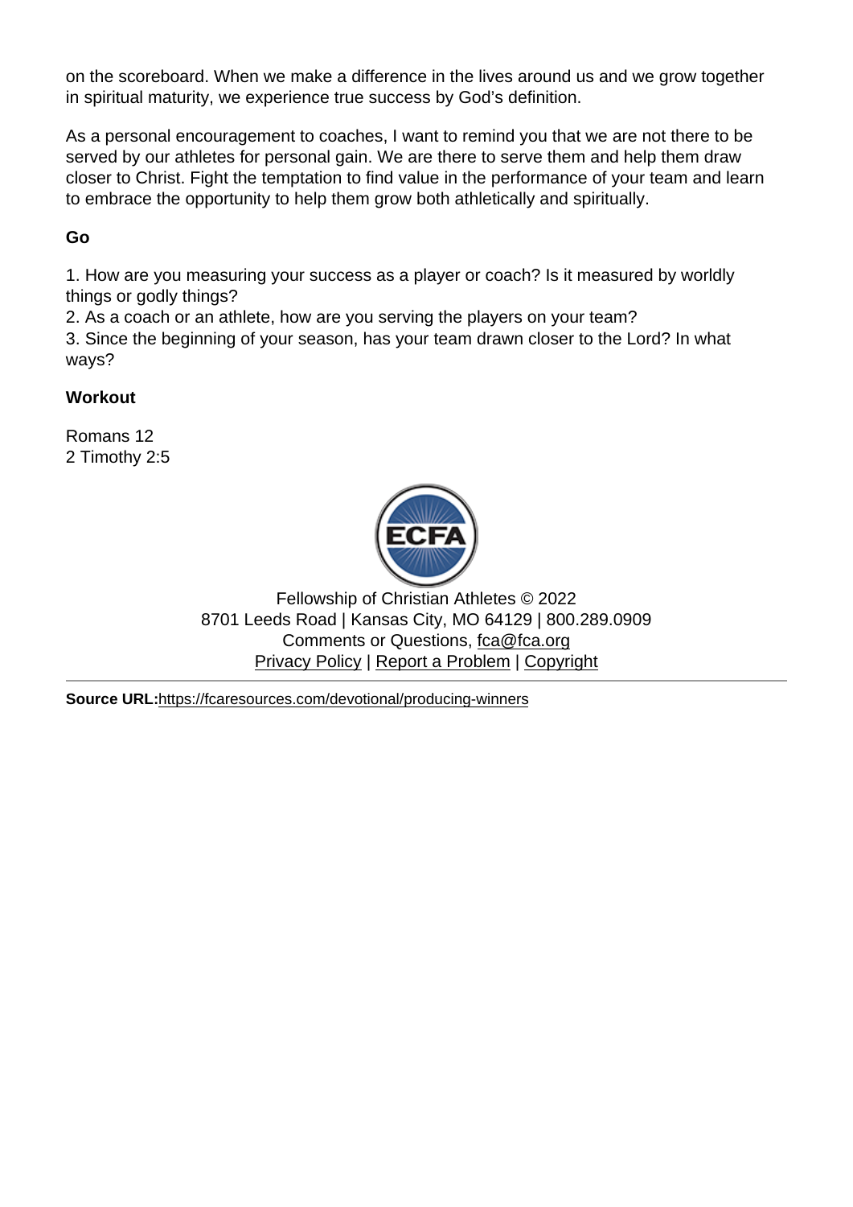on the scoreboard. When we make a difference in the lives around us and we grow together in spiritual maturity, we experience true success by God's definition.

As a personal encouragement to coaches, I want to remind you that we are not there to be served by our athletes for personal gain. We are there to serve them and help them draw closer to Christ. Fight the temptation to find value in the performance of your team and learn to embrace the opportunity to help them grow both athletically and spiritually.

**Go**

1. How are you measuring your success as a player or coach? Is it measured by worldly things or godly things?
2. As a coach or an athlete, how are you serving the players on your team?
3. Since the beginning of your season, has your team drawn closer to the Lord? In what ways?

**Workout**

Romans 12
2 Timothy 2:5

ECFA

Fellowship of Christian Athletes © 2022
8701 Leeds Road | Kansas City, MO 64129 | 800.289.0909
Comments or Questions, fca@fca.org
Privacy Policy | Report a Problem | Copyright

**Source URL:** https://fcaresources.com/devotional/producing-winners